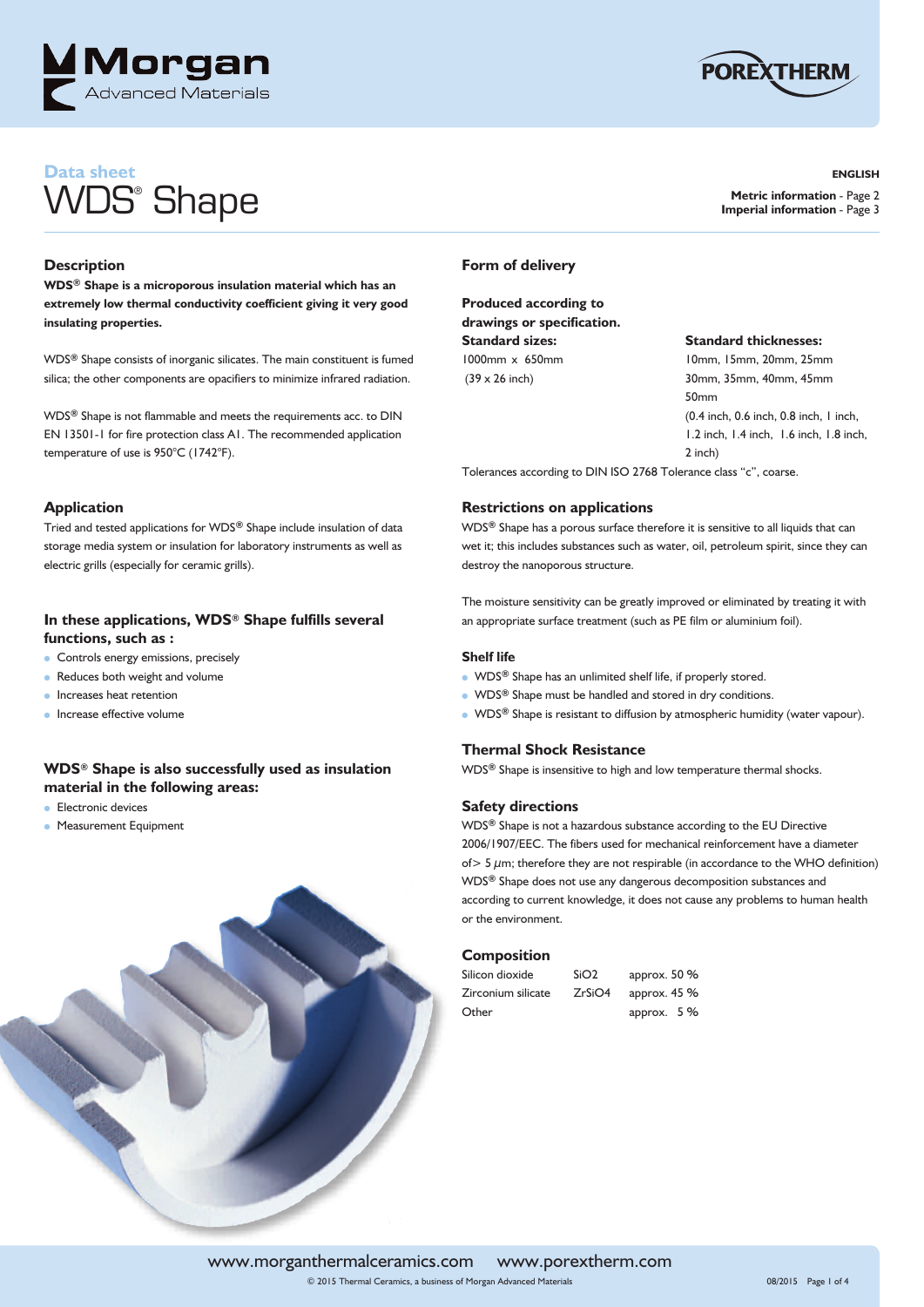Data sheet

# WDS® Shape

**ENGLISH**

**Metric information** - Page 2
**Imperial information** - Page 3

## Description

**WDS® Shape is a microporous insulation material which has an extremely low thermal conductivity coefficient giving it very good insulating properties.**

WDS® Shape consists of inorganic silicates. The main constituent is fumed silica; the other components are opacifiers to minimize infrared radiation.

WDS® Shape is not flammable and meets the requirements acc. to DIN EN 13501-1 for fire protection class A1. The recommended application temperature of use is 950°C (1742°F).

## Application

Tried and tested applications for WDS® Shape include insulation of data storage media system or insulation for laboratory instruments as well as electric grills (especially for ceramic grills).

### In these applications, WDS® Shape fulfills several functions, such as :

- Controls energy emissions, precisely
- Reduces both weight and volume
- Increases heat retention
- Increase effective volume

### WDS® Shape is also successfully used as insulation material in the following areas:

- Electronic devices
- Measurement Equipment

## Form of delivery

**Produced according to drawings or specification.**

**Standard sizes:**
1000mm x 650mm
(39 x 26 inch)

**Standard thicknesses:**
10mm, 15mm, 20mm, 25mm
30mm, 35mm, 40mm, 45mm
50mm
(0.4 inch, 0.6 inch, 0.8 inch, 1 inch, 1.2 inch, 1.4 inch, 1.6 inch, 1.8 inch, 2 inch)

Tolerances according to DIN ISO 2768 Tolerance class "c", coarse.

## Restrictions on applications

WDS® Shape has a porous surface therefore it is sensitive to all liquids that can wet it; this includes substances such as water, oil, petroleum spirit, since they can destroy the nanoporous structure.

The moisture sensitivity can be greatly improved or eliminated by treating it with an appropriate surface treatment (such as PE film or aluminium foil).

### Shelf life

- WDS® Shape has an unlimited shelf life, if properly stored.
- WDS® Shape must be handled and stored in dry conditions.
- WDS® Shape is resistant to diffusion by atmospheric humidity (water vapour).

## Thermal Shock Resistance

WDS® Shape is insensitive to high and low temperature thermal shocks.

## Safety directions

WDS® Shape is not a hazardous substance according to the EU Directive 2006/1907/EEC. The fibers used for mechanical reinforcement have a diameter of> 5 $\mu$m; therefore they are not respirable (in accordance to the WHO definition) WDS® Shape does not use any dangerous decomposition substances and according to current knowledge, it does not cause any problems to human health or the environment.

## Composition

| | | |
|---|---|---|
| Silicon dioxide | $SiO_2$ | approx. 50 % |
| Zirconium silicate | $ZrSiO_4$ | approx. 45 % |
| Other | | approx. 5 % |

www.morganthermalceramics.com www.porextherm.com

© 2015 Thermal Ceramics, a business of Morgan Advanced Materials

08/2015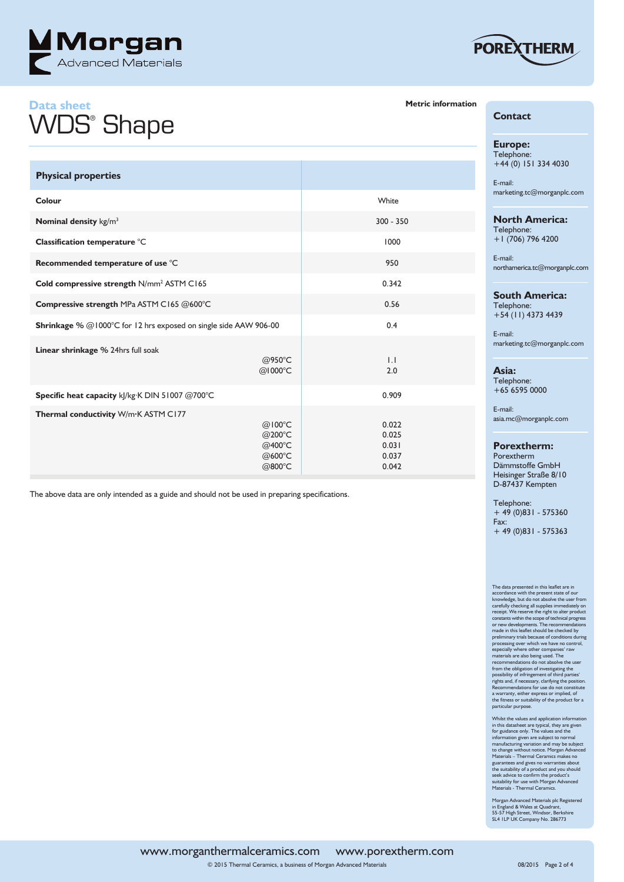Data sheet

# WDS® Shape

**Metric information**

| Physical properties | |
|---|---|
| **Colour** | White |
| **Nominal density** kg/m³ | 300 - 350 |
| **Classification temperature** °C | 1000 |
| **Recommended temperature of use** °C | 950 |
| **Cold compressive strength** N/mm² ASTM C165 | 0.342 |
| **Compressive strength** MPa ASTM C165 @600°C | 0.56 |
| **Shrinkage** % @1000°C for 12 hrs exposed on single side AAW 906-00 | 0.4 |
| **Linear shrinkage** % 24hrs full soak @950°C | 1.1 |
| @1000°C | 2.0 |
| **Specific heat capacity** kJ/kg·K DIN 51007 @700°C | 0.909 |
| **Thermal conductivity** W/m·K ASTM C177 @100°C | 0.022 |
| @200°C | 0.025 |
| @400°C | 0.031 |
| @600°C | 0.037 |
| @800°C | 0.042 |

The above data are only intended as a guide and should not be used in preparing specifications.

## Contact

**Europe:**
Telephone:
+44 (0) 151 334 4030

E-mail:
marketing.tc@morganplc.com

**North America:**
Telephone:
+1 (706) 796 4200

E-mail:
northamerica.tc@morganplc.com

**South America:**
Telephone:
+54 (11) 4373 4439

E-mail:
marketing.tc@morganplc.com

**Asia:**
Telephone:
+65 6595 0000

E-mail:
asia.mc@morganplc.com

**Porextherm:**
Porextherm
Dämmstoffe GmbH
Heisinger Straße 8/10
D-87437 Kempten

Telephone:
+ 49 (0)831 - 575360
Fax:
+ 49 (0)831 - 575363

The data presented in this leaflet are in accordance with the present state of our knowledge, but do not absolve the user from carefully checking all supplies immediately on receipt. We reserve the right to alter product constants within the scope of technical progress or new developments. The recommendations made in this leaflet should be checked by preliminary trials because of conditions during processing over which we have no control, especially where other companies' raw materials are also being used. The recommendations do not absolve the user from the obligation of investigating the possibility of infringement of third parties' rights and, if necessary, clarifying the position. Recommendations for use do not constitute a warranty, either express or implied, of the fitness or suitability of the product for a particular purpose.

Whilst the values and application information in this datasheet are typical, they are given for guidance only. The values and the information given are subject to normal manufacturing variation and may be subject to change without notice. Morgan Advanced Materials – Thermal Ceramics makes no guarantees and gives no warranties about the suitability of a product and you should seek advice to confirm the product's suitability for use with Morgan Advanced Materials - Thermal Ceramics.

Morgan Advanced Materials plc Registered in England & Wales at Quadrant, 55-57 High Street, Windsor, Berkshire SL4 1LP UK Company No. 286773

www.morganthermalceramics.com www.porextherm.com

© 2015 Thermal Ceramics, a business of Morgan Advanced Materials

08/2015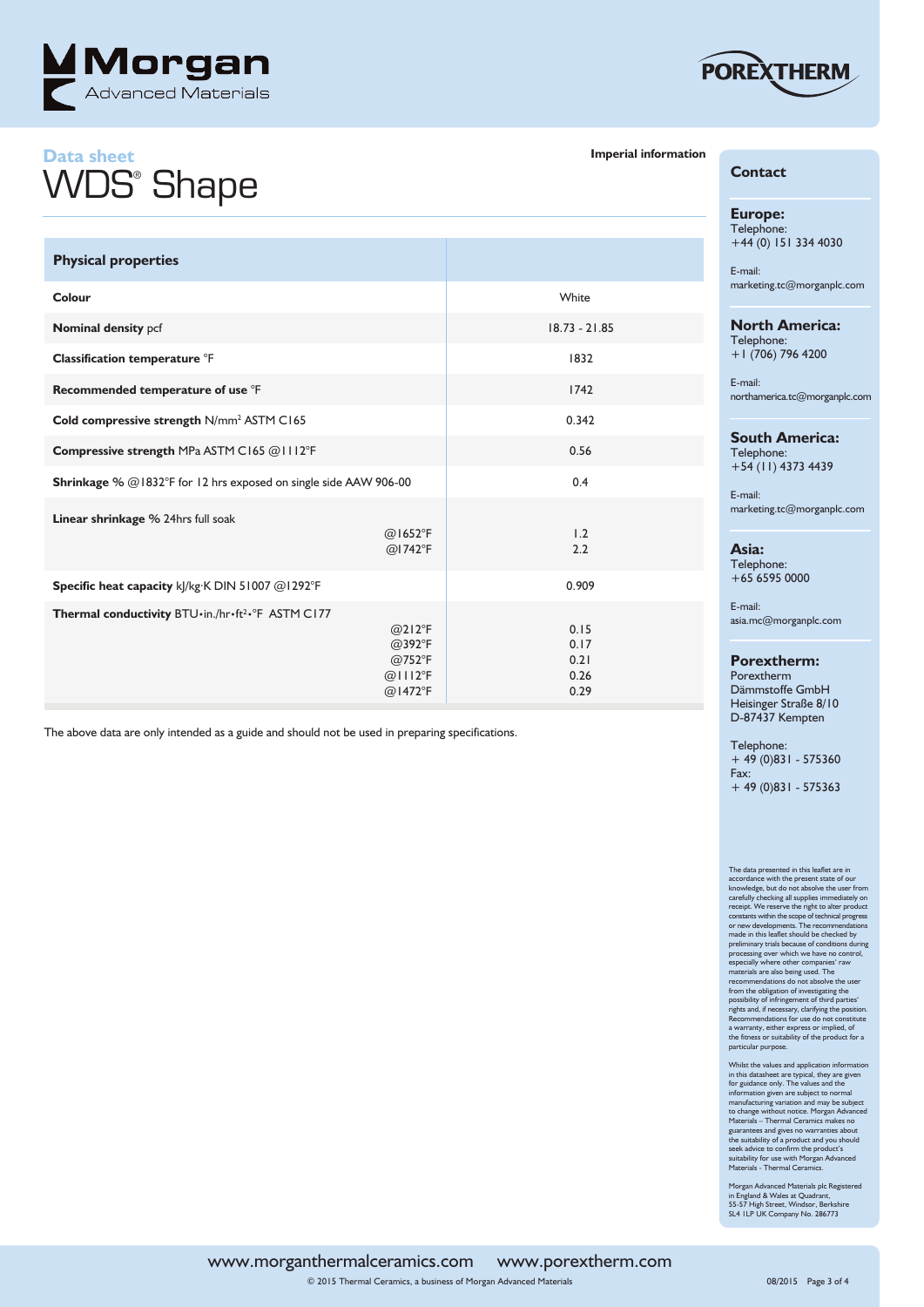Data sheet

# WDS® Shape

**Imperial information**

| **Physical properties** | |
|---|---|
| **Colour** | White |
| **Nominal density** pcf | 18.73 - 21.85 |
| **Classification temperature** °F | 1832 |
| **Recommended temperature of use** °F | 1742 |
| **Cold compressive strength** N/mm² ASTM C165 | 0.342 |
| **Compressive strength** MPa ASTM C165 @1112°F | 0.56 |
| **Shrinkage** % @1832°F for 12 hrs exposed on single side AAW 906-00 | 0.4 |
| **Linear shrinkage** % 24hrs full soak @1652°F | 1.2 |
| @1742°F | 2.2 |
| **Specific heat capacity** kJ/kg·K DIN 51007 @1292°F | 0.909 |
| **Thermal conductivity** BTU•in./hr•ft²•°F ASTM C177 @212°F | 0.15 |
| @392°F | 0.17 |
| @752°F | 0.21 |
| @1112°F | 0.26 |
| @1472°F | 0.29 |

The above data are only intended as a guide and should not be used in preparing specifications.

## Contact

**Europe:**
Telephone:
+44 (0) 151 334 4030

E-mail:
marketing.tc@morganplc.com

**North America:**
Telephone:
+1 (706) 796 4200

E-mail:
northamerica.tc@morganplc.com

**South America:**
Telephone:
+54 (11) 4373 4439

E-mail:
marketing.tc@morganplc.com

**Asia:**
Telephone:
+65 6595 0000

E-mail:
asia.mc@morganplc.com

**Porextherm:**
Porextherm
Dämmstoffe GmbH
Heisinger Straße 8/10
D-87437 Kempten

Telephone:
+ 49 (0)831 - 575360
Fax:
+ 49 (0)831 - 575363

The data presented in this leaflet are in accordance with the present state of our knowledge, but do not absolve the user from carefully checking all supplies immediately on receipt. We reserve the right to alter product constants within the scope of technical progress or new developments. The recommendations made in this leaflet should be checked by preliminary trials because of conditions during processing over which we have no control, especially where other companies' raw materials are also being used. The recommendations do not absolve the user from the obligation of investigating the possibility of infringement of third parties' rights and, if necessary, clarifying the position. Recommendations for use do not constitute a warranty, either express or implied, of the fitness or suitability of the product for a particular purpose.

Whilst the values and application information in this datasheet are typical, they are given for guidance only. The values and the information given are subject to normal manufacturing variation and may be subject to change without notice. Morgan Advanced Materials – Thermal Ceramics makes no guarantees and gives no warranties about the suitability of a product and you should seek advice to confirm the product's suitability for use with Morgan Advanced Materials - Thermal Ceramics.

Morgan Advanced Materials plc Registered in England & Wales at Quadrant, 55-57 High Street, Windsor, Berkshire SL4 1LP UK Company No. 286773

www.morganthermalceramics.com www.porextherm.com

© 2015 Thermal Ceramics, a business of Morgan Advanced Materials

08/2015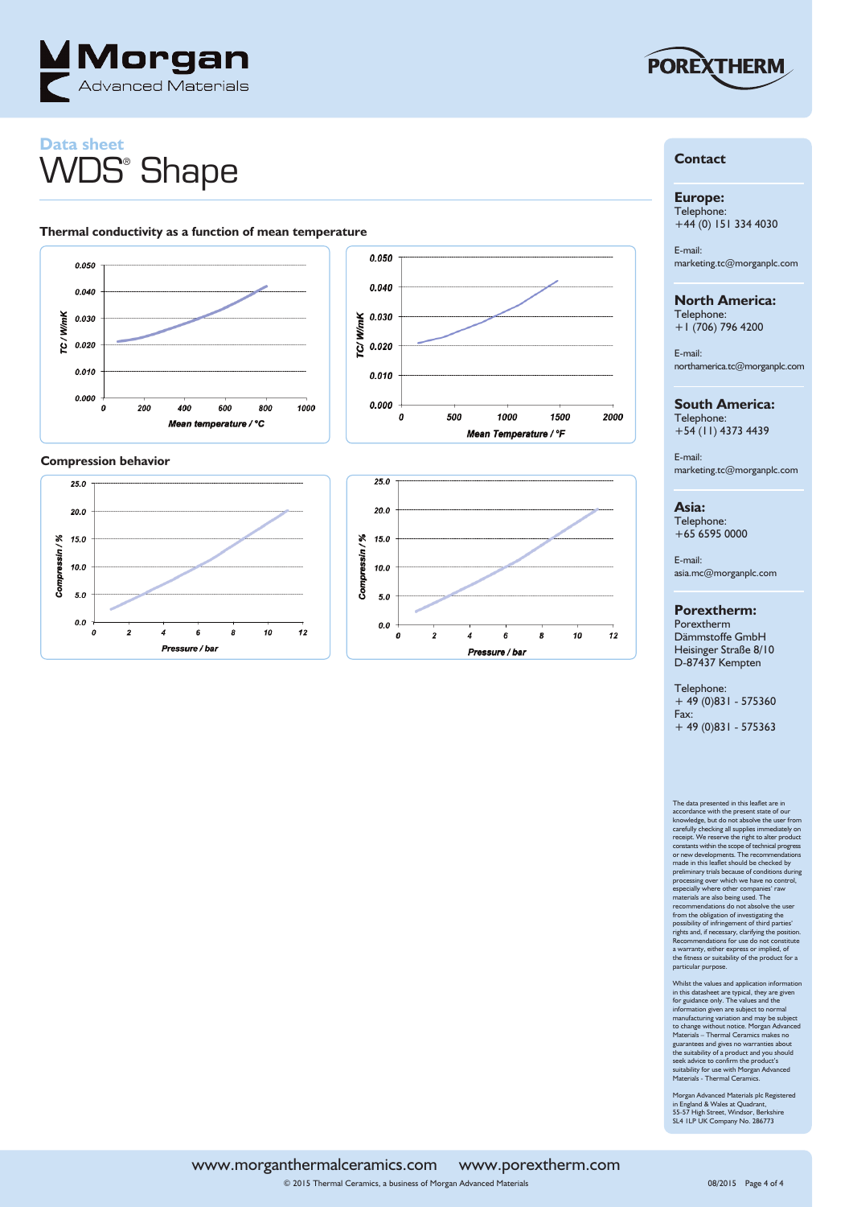Data sheet

# WDS® Shape

## Thermal conductivity as a function of mean temperature

TC / W/mK

0.050
0.040
0.030
0.020
0.010
0.000

0 200 400 600 800 1000

Mean temperature / °C

TC/ W/mK

0.050
0.040
0.030
0.020
0.010
0.000

0 500 1000 1500 2000

Mean Temperature / °F

## Compression behavior

Compressin / %

25.0
20.0
15.0
10.0
5.0
0.0

0 2 4 6 8 10 12

Pressure / bar

Compressin / %

25.0
20.0
15.0
10.0
5.0
0.0

0 2 4 6 8 10 12

Pressure / bar

## Contact

**Europe:**
Telephone:
+44 (0) 151 334 4030

E-mail:
marketing.tc@morganplc.com

**North America:**
Telephone:
+1 (706) 796 4200

E-mail:
northamerica.tc@morganplc.com

**South America:**
Telephone:
+54 (11) 4373 4439

E-mail:
marketing.tc@morganplc.com

**Asia:**
Telephone:
+65 6595 0000

E-mail:
asia.mc@morganplc.com

**Porextherm:**
Porextherm
Dämmstoffe GmbH
Heisinger Straße 8/10
D-87437 Kempten

Telephone:
+ 49 (0)831 - 575360
Fax:
+ 49 (0)831 - 575363

The data presented in this leaflet are in accordance with the present state of our knowledge, but do not absolve the user from carefully checking all supplies immediately on receipt. We reserve the right to alter product constants within the scope of technical progress or new developments. The recommendations made in this leaflet should be checked by preliminary trials because of conditions during processing over which we have no control, especially where other companies' raw materials are also being used. The recommendations do not absolve the user from the obligation of investigating the possibility of infringement of third parties' rights and, if necessary, clarifying the position. Recommendations for use do not constitute a warranty, either express or implied, of the fitness or suitability of the product for a particular purpose.

Whilst the values and application information in this datasheet are typical, they are given for guidance only. The values and the information given are subject to normal manufacturing variation and may be subject to change without notice. Morgan Advanced Materials – Thermal Ceramics makes no guarantees and gives no warranties about the suitability of a product and you should seek advice to confirm the product's suitability for use with Morgan Advanced Materials - Thermal Ceramics.

Morgan Advanced Materials plc Registered in England & Wales at Quadrant, 55-57 High Street, Windsor, Berkshire SL4 1LP UK Company No. 286773

www.morganthermalceramics.com www.porextherm.com

© 2015 Thermal Ceramics, a business of Morgan Advanced Materials

08/2015